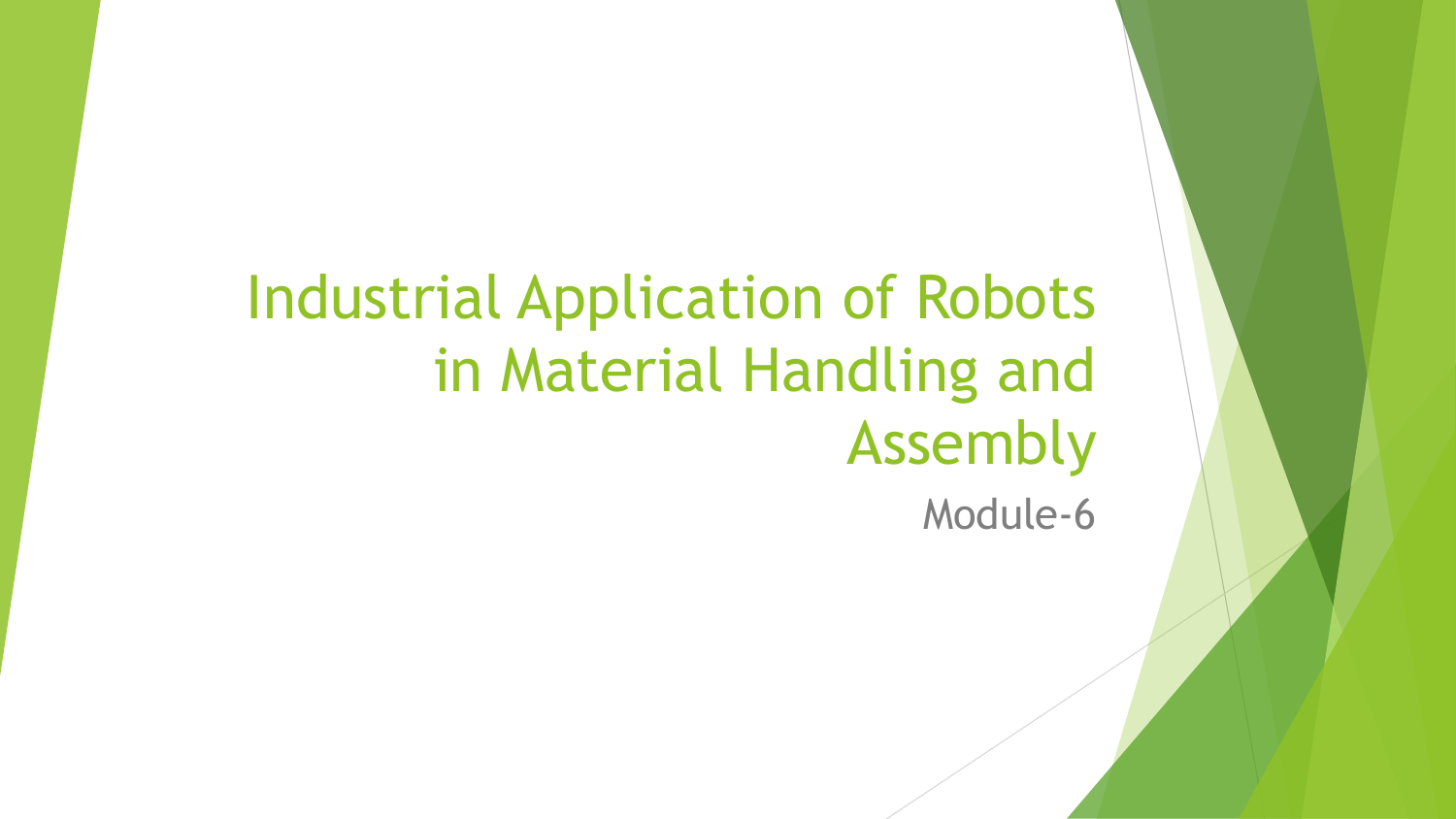# Industrial Application of Robots in Material Handling and Assembly

Module-6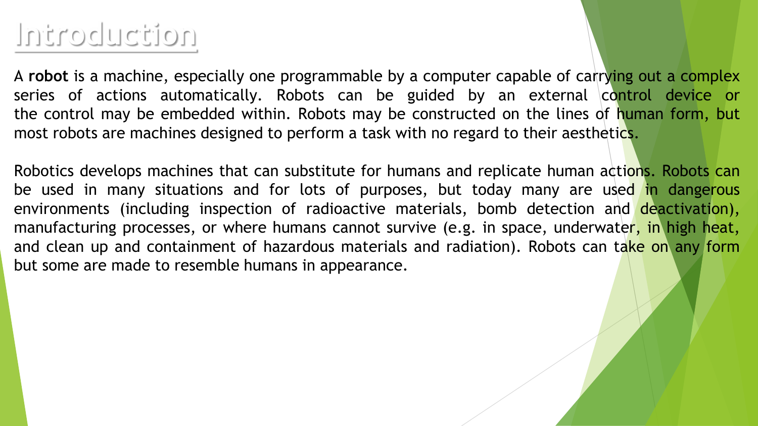# Introduction

A **robot** is a machine, especially one programmable by a computer capable of carrying out a complex series of actions automatically. Robots can be guided by an external control device or the control may be embedded within. Robots may be constructed on the lines of human form, but most robots are machines designed to perform a task with no regard to their aesthetics.

Robotics develops machines that can substitute for humans and replicate human actions. Robots can be used in many situations and for lots of purposes, but today many are used in dangerous environments (including inspection of radioactive materials, bomb detection and deactivation), manufacturing processes, or where humans cannot survive (e.g. in space, underwater, in high heat, and clean up and containment of hazardous materials and radiation). Robots can take on any form but some are made to resemble humans in appearance.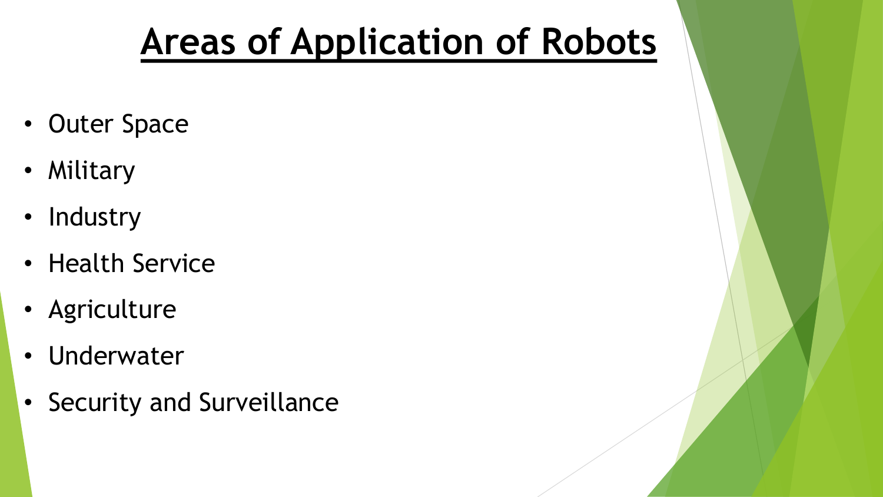# Areas of Application of Robots

- Outer Space
- Military
- Industry
- Health Service
- Agriculture
- Underwater
- Security and Surveillance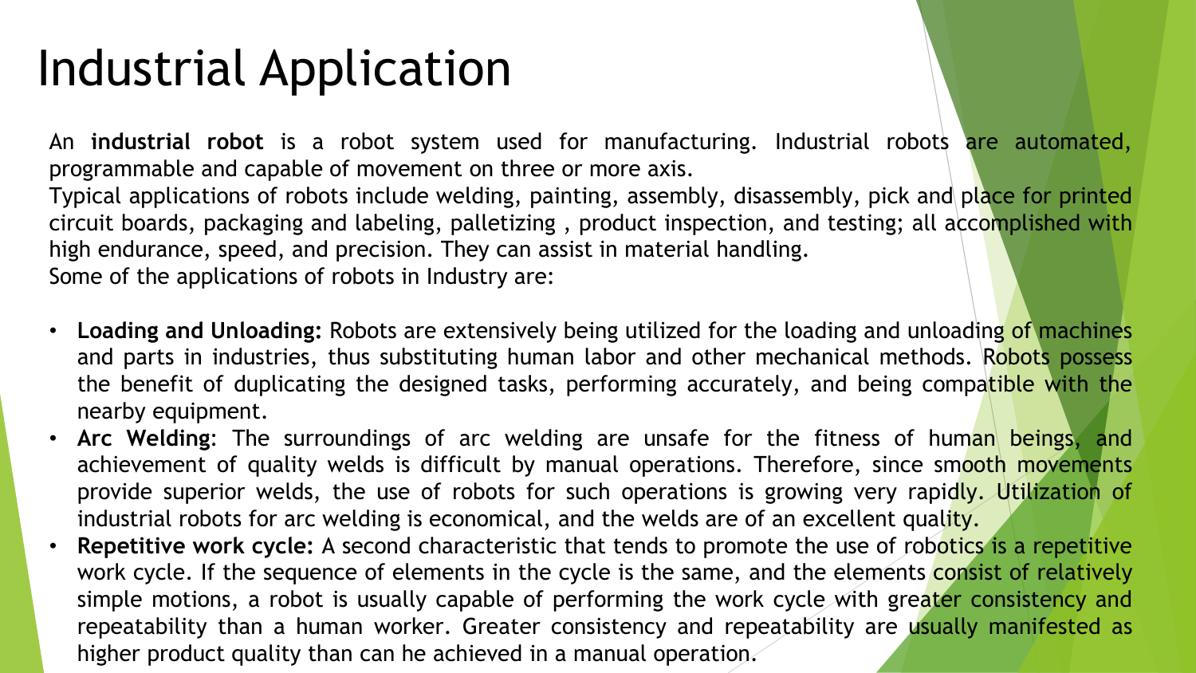# Industrial Application

An **industrial robot** is a robot system used for manufacturing. Industrial robots are automated, programmable and capable of movement on three or more axis.
Typical applications of robots include welding, painting, assembly, disassembly, pick and place for printed circuit boards, packaging and labeling, palletizing , product inspection, and testing; all accomplished with high endurance, speed, and precision. They can assist in material handling.
Some of the applications of robots in Industry are:

- **Loading and Unloading:** Robots are extensively being utilized for the loading and unloading of machines and parts in industries, thus substituting human labor and other mechanical methods. Robots possess the benefit of duplicating the designed tasks, performing accurately, and being compatible with the nearby equipment.
- **Arc Welding**: The surroundings of arc welding are unsafe for the fitness of human beings, and achievement of quality welds is difficult by manual operations. Therefore, since smooth movements provide superior welds, the use of robots for such operations is growing very rapidly. Utilization of industrial robots for arc welding is economical, and the welds are of an excellent quality.
- **Repetitive work cycle:** A second characteristic that tends to promote the use of robotics is a repetitive work cycle. If the sequence of elements in the cycle is the same, and the elements consist of relatively simple motions, a robot is usually capable of performing the work cycle with greater consistency and repeatability than a human worker. Greater consistency and repeatability are usually manifested as higher product quality than can he achieved in a manual operation.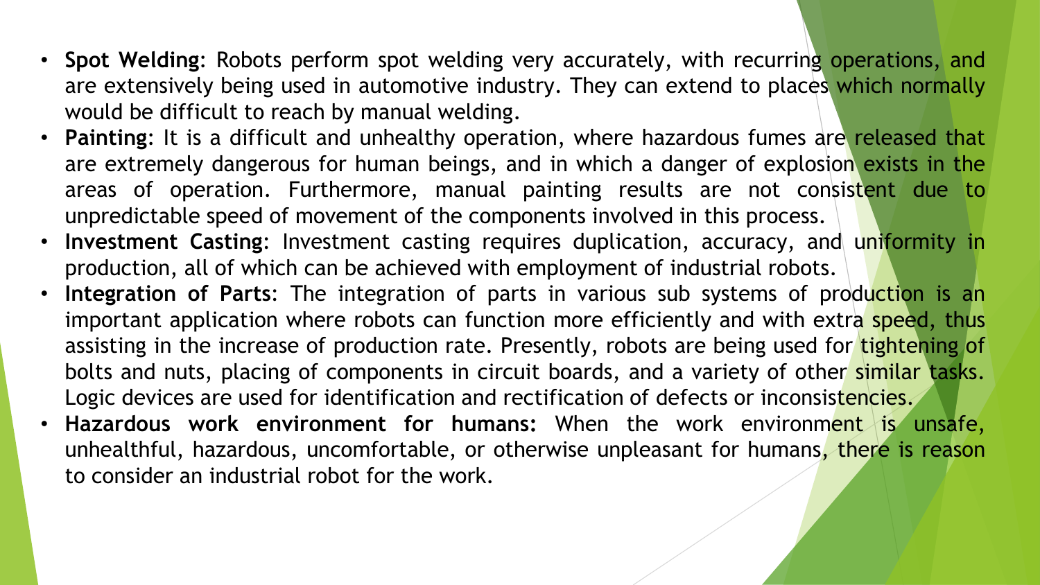- **Spot Welding**: Robots perform spot welding very accurately, with recurring operations, and are extensively being used in automotive industry. They can extend to places which normally would be difficult to reach by manual welding.
- **Painting**: It is a difficult and unhealthy operation, where hazardous fumes are released that are extremely dangerous for human beings, and in which a danger of explosion exists in the areas of operation. Furthermore, manual painting results are not consistent due to unpredictable speed of movement of the components involved in this process.
- **Investment Casting**: Investment casting requires duplication, accuracy, and uniformity in production, all of which can be achieved with employment of industrial robots.
- **Integration of Parts**: The integration of parts in various sub systems of production is an important application where robots can function more efficiently and with extra speed, thus assisting in the increase of production rate. Presently, robots are being used for tightening of bolts and nuts, placing of components in circuit boards, and a variety of other similar tasks. Logic devices are used for identification and rectification of defects or inconsistencies.
- **Hazardous work environment for humans:** When the work environment is unsafe, unhealthful, hazardous, uncomfortable, or otherwise unpleasant for humans, there is reason to consider an industrial robot for the work.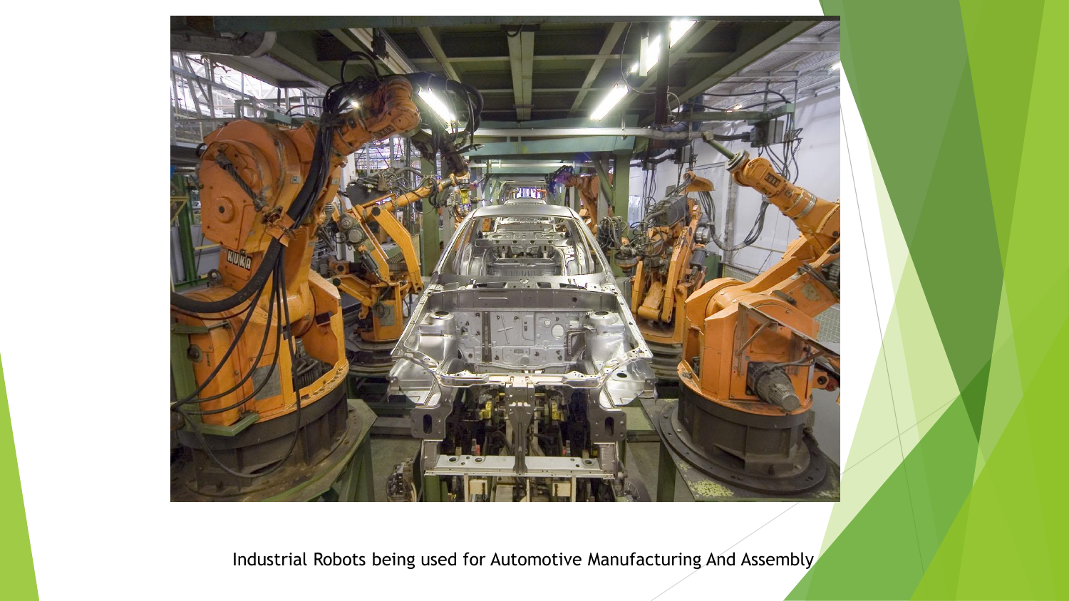Industrial Robots being used for Automotive Manufacturing And Assembly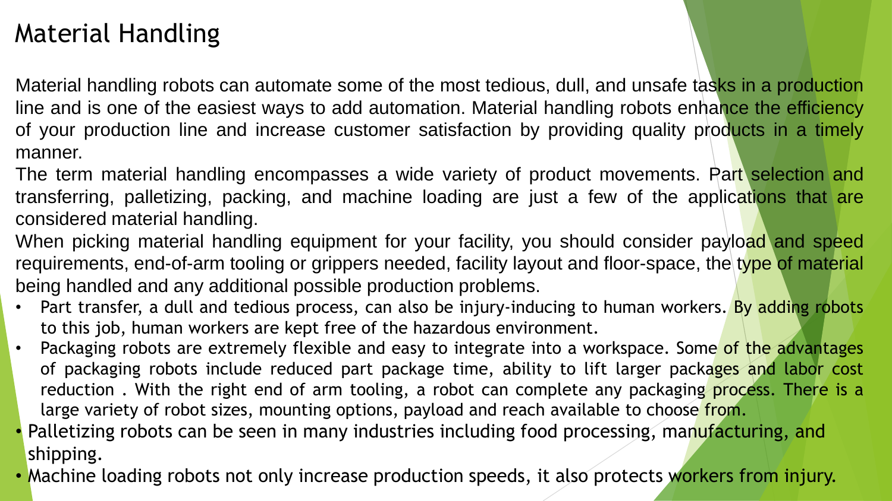# Material Handling

Material handling robots can automate some of the most tedious, dull, and unsafe tasks in a production line and is one of the easiest ways to add automation. Material handling robots enhance the efficiency of your production line and increase customer satisfaction by providing quality products in a timely manner.

The term material handling encompasses a wide variety of product movements. Part selection and transferring, palletizing, packing, and machine loading are just a few of the applications that are considered material handling.

When picking material handling equipment for your facility, you should consider payload and speed requirements, end-of-arm tooling or grippers needed, facility layout and floor-space, the type of material being handled and any additional possible production problems.

- Part transfer, a dull and tedious process, can also be injury-inducing to human workers. By adding robots to this job, human workers are kept free of the hazardous environment.
- Packaging robots are extremely flexible and easy to integrate into a workspace. Some of the advantages of packaging robots include reduced part package time, ability to lift larger packages and labor cost reduction . With the right end of arm tooling, a robot can complete any packaging process. There is a large variety of robot sizes, mounting options, payload and reach available to choose from.
- Palletizing robots can be seen in many industries including food processing, manufacturing, and shipping.
- Machine loading robots not only increase production speeds, it also protects workers from injury.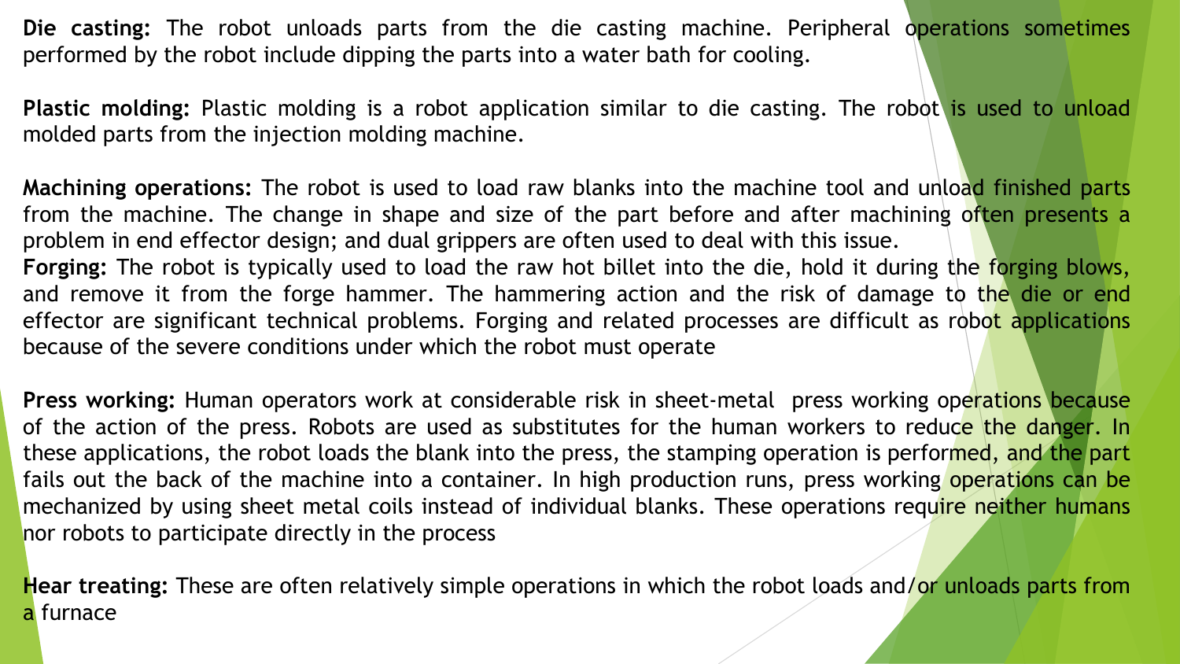**Die casting:** The robot unloads parts from the die casting machine. Peripheral operations sometimes performed by the robot include dipping the parts into a water bath for cooling.

**Plastic molding:** Plastic molding is a robot application similar to die casting. The robot is used to unload molded parts from the injection molding machine.

**Machining operations:** The robot is used to load raw blanks into the machine tool and unload finished parts from the machine. The change in shape and size of the part before and after machining often presents a problem in end effector design; and dual grippers are often used to deal with this issue.

**Forging:** The robot is typically used to load the raw hot billet into the die, hold it during the forging blows, and remove it from the forge hammer. The hammering action and the risk of damage to the die or end effector are significant technical problems. Forging and related processes are difficult as robot applications because of the severe conditions under which the robot must operate

**Press working:** Human operators work at considerable risk in sheet-metal press working operations because of the action of the press. Robots are used as substitutes for the human workers to reduce the danger. In these applications, the robot loads the blank into the press, the stamping operation is performed, and the part fails out the back of the machine into a container. In high production runs, press working operations can be mechanized by using sheet metal coils instead of individual blanks. These operations require neither humans nor robots to participate directly in the process

**Hear treating:** These are often relatively simple operations in which the robot loads and/or unloads parts from a furnace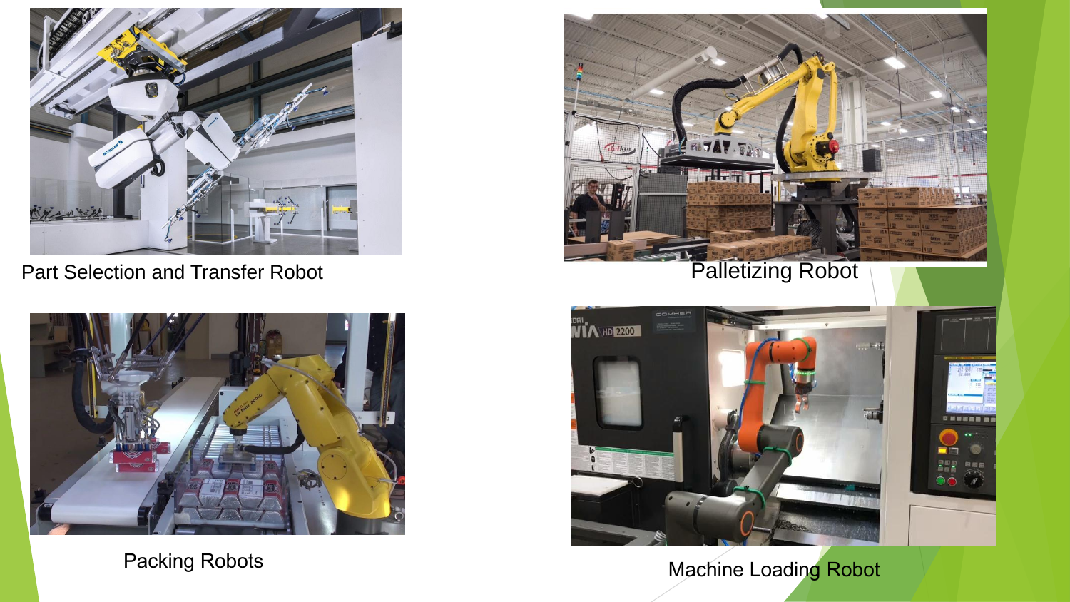Part Selection and Transfer Robot

Palletizing Robot

Packing Robots

Machine Loading Robot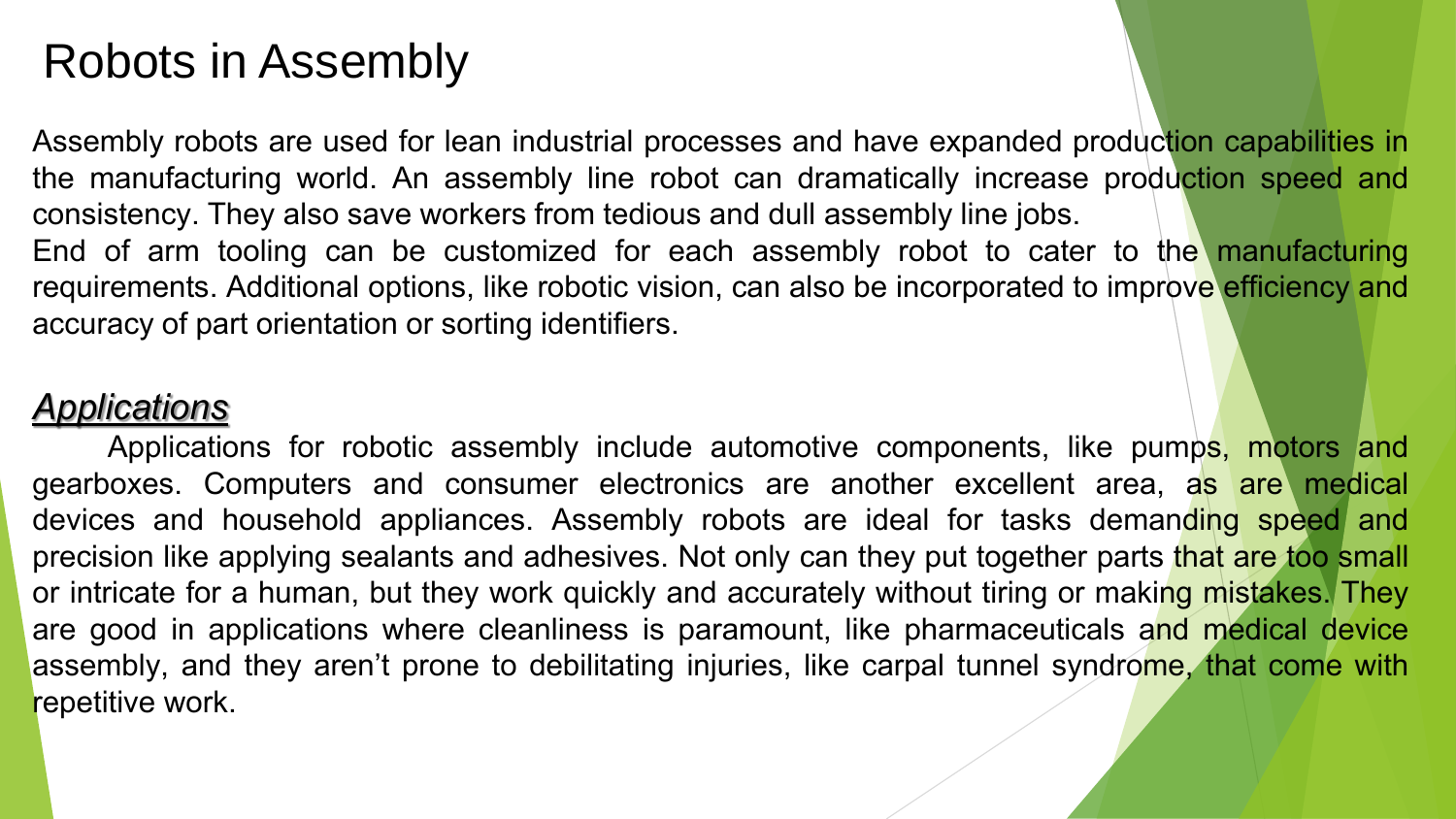# Robots in Assembly

Assembly robots are used for lean industrial processes and have expanded production capabilities in the manufacturing world. An assembly line robot can dramatically increase production speed and consistency. They also save workers from tedious and dull assembly line jobs.
End of arm tooling can be customized for each assembly robot to cater to the manufacturing requirements. Additional options, like robotic vision, can also be incorporated to improve efficiency and accuracy of part orientation or sorting identifiers.

## *Applications*

Applications for robotic assembly include automotive components, like pumps, motors and gearboxes. Computers and consumer electronics are another excellent area, as are medical devices and household appliances. Assembly robots are ideal for tasks demanding speed and precision like applying sealants and adhesives. Not only can they put together parts that are too small or intricate for a human, but they work quickly and accurately without tiring or making mistakes. They are good in applications where cleanliness is paramount, like pharmaceuticals and medical device assembly, and they aren't prone to debilitating injuries, like carpal tunnel syndrome, that come with repetitive work.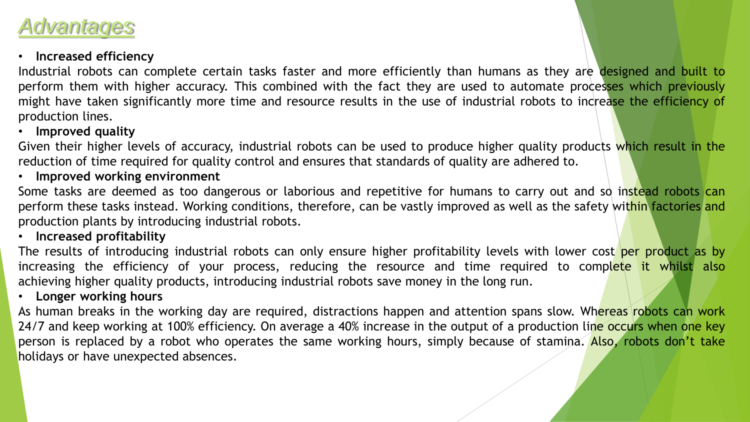# Advantages

- **Increased efficiency**

Industrial robots can complete certain tasks faster and more efficiently than humans as they are designed and built to perform them with higher accuracy. This combined with the fact they are used to automate processes which previously might have taken significantly more time and resource results in the use of industrial robots to increase the efficiency of production lines.

- **Improved quality**

Given their higher levels of accuracy, industrial robots can be used to produce higher quality products which result in the reduction of time required for quality control and ensures that standards of quality are adhered to.

- **Improved working environment**

Some tasks are deemed as too dangerous or laborious and repetitive for humans to carry out and so instead robots can perform these tasks instead. Working conditions, therefore, can be vastly improved as well as the safety within factories and production plants by introducing industrial robots.

- **Increased profitability**

The results of introducing industrial robots can only ensure higher profitability levels with lower cost per product as by increasing the efficiency of your process, reducing the resource and time required to complete it whilst also achieving higher quality products, introducing industrial robots save money in the long run.

- **Longer working hours**

As human breaks in the working day are required, distractions happen and attention spans slow. Whereas robots can work 24/7 and keep working at 100% efficiency. On average a 40% increase in the output of a production line occurs when one key person is replaced by a robot who operates the same working hours, simply because of stamina. Also, robots don't take holidays or have unexpected absences.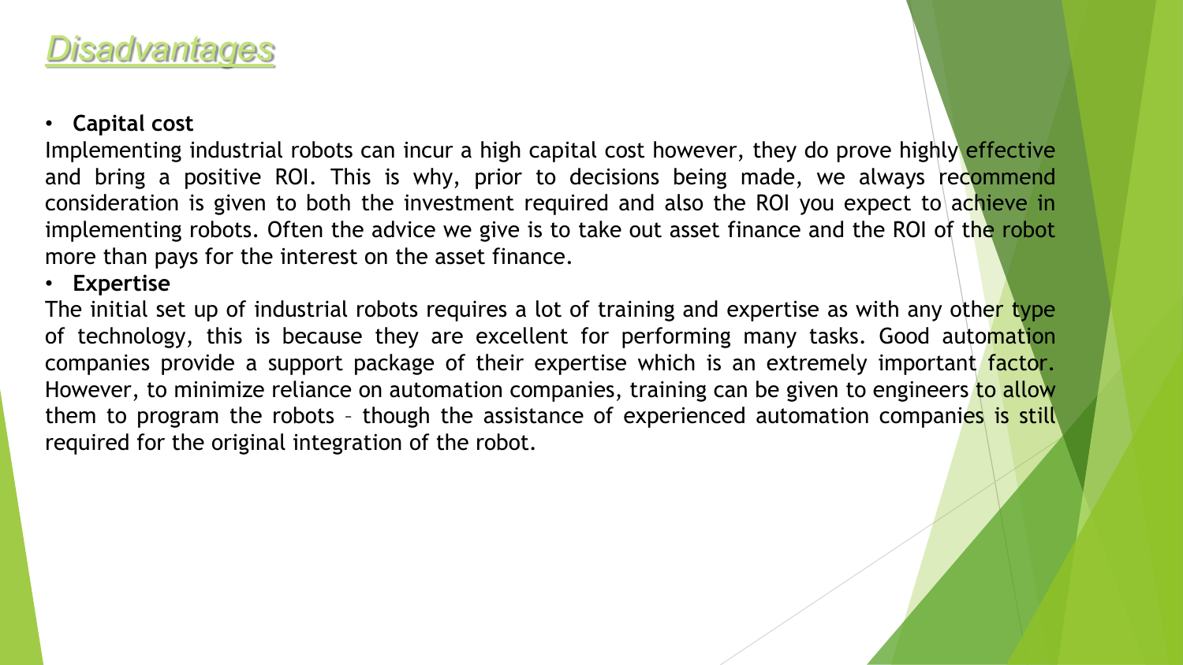# *Disadvantages*

- **Capital cost**

Implementing industrial robots can incur a high capital cost however, they do prove highly effective and bring a positive ROI. This is why, prior to decisions being made, we always recommend consideration is given to both the investment required and also the ROI you expect to achieve in implementing robots. Often the advice we give is to take out asset finance and the ROI of the robot more than pays for the interest on the asset finance.

- **Expertise**

The initial set up of industrial robots requires a lot of training and expertise as with any other type of technology, this is because they are excellent for performing many tasks. Good automation companies provide a support package of their expertise which is an extremely important factor. However, to minimize reliance on automation companies, training can be given to engineers to allow them to program the robots – though the assistance of experienced automation companies is still required for the original integration of the robot.